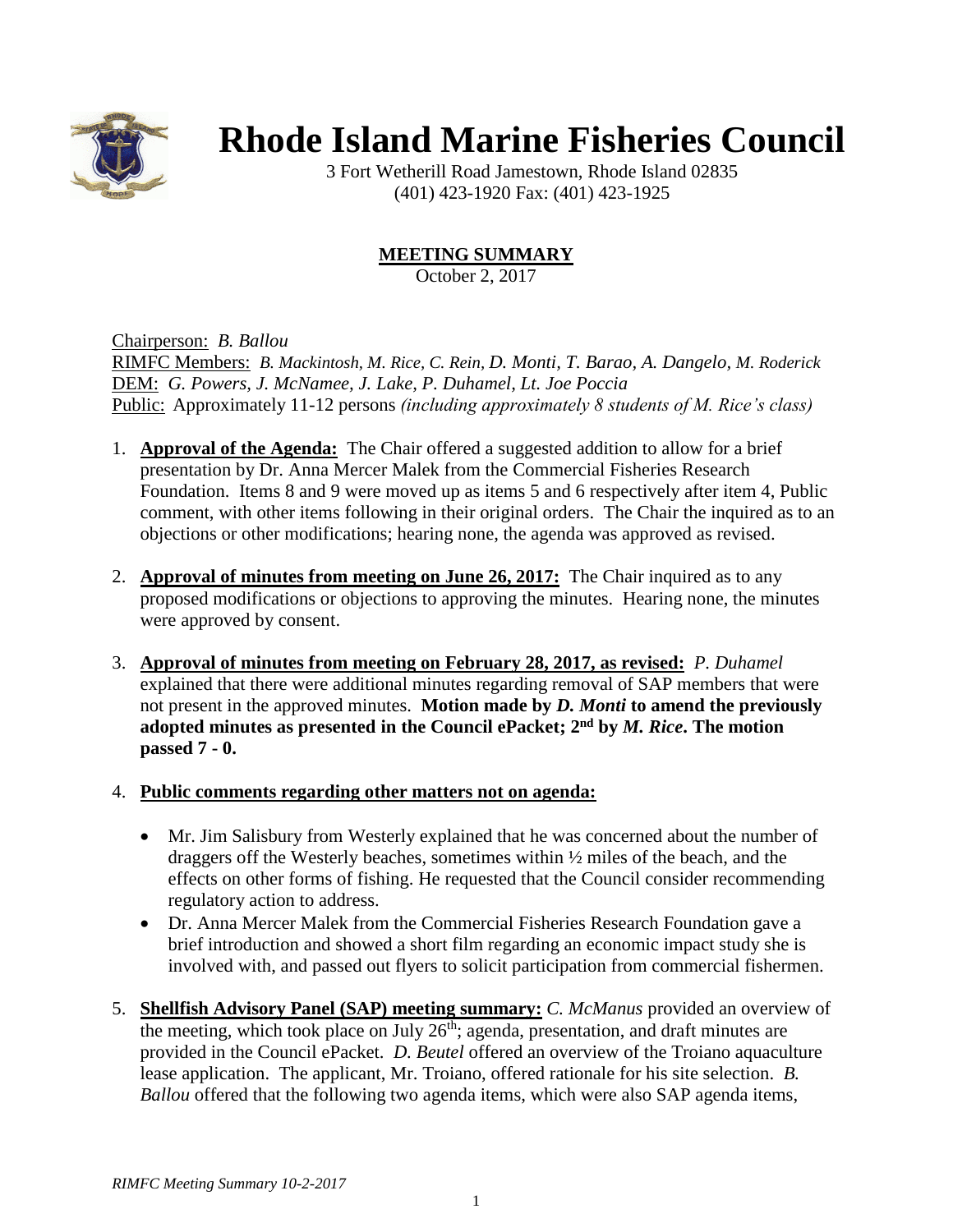# Rhode Island Marine Fisheries Council

3 Fort Wetherill Road Jamestown, Rhode Island 02835
(401) 423-1920 Fax: (401) 423-1925

## MEETING SUMMARY

October 2, 2017

Chairperson: *B. Ballou*
RIMFC Members: *B. Mackintosh, M. Rice, C. Rein, D. Monti, T. Barao, A. Dangelo, M. Roderick*
DEM: *G. Powers, J. McNamee, J. Lake, P. Duhamel, Lt. Joe Poccia*
Public: Approximately 11-12 persons *(including approximately 8 students of M. Rice's class)*

1. **Approval of the Agenda:** The Chair offered a suggested addition to allow for a brief presentation by Dr. Anna Mercer Malek from the Commercial Fisheries Research Foundation. Items 8 and 9 were moved up as items 5 and 6 respectively after item 4, Public comment, with other items following in their original orders. The Chair the inquired as to an objections or other modifications; hearing none, the agenda was approved as revised.

2. **Approval of minutes from meeting on June 26, 2017:** The Chair inquired as to any proposed modifications or objections to approving the minutes. Hearing none, the minutes were approved by consent.

3. **Approval of minutes from meeting on February 28, 2017, as revised:** *P. Duhamel* explained that there were additional minutes regarding removal of SAP members that were not present in the approved minutes. **Motion made by *D. Monti* to amend the previously adopted minutes as presented in the Council ePacket; 2nd by *M. Rice*. The motion passed 7 - 0.**

4. **Public comments regarding other matters not on agenda:**

   - Mr. Jim Salisbury from Westerly explained that he was concerned about the number of draggers off the Westerly beaches, sometimes within ½ miles of the beach, and the effects on other forms of fishing. He requested that the Council consider recommending regulatory action to address.
   - Dr. Anna Mercer Malek from the Commercial Fisheries Research Foundation gave a brief introduction and showed a short film regarding an economic impact study she is involved with, and passed out flyers to solicit participation from commercial fishermen.

5. **Shellfish Advisory Panel (SAP) meeting summary:** *C. McManus* provided an overview of the meeting, which took place on July 26th; agenda, presentation, and draft minutes are provided in the Council ePacket. *D. Beutel* offered an overview of the Troiano aquaculture lease application. The applicant, Mr. Troiano, offered rationale for his site selection. *B. Ballou* offered that the following two agenda items, which were also SAP agenda items,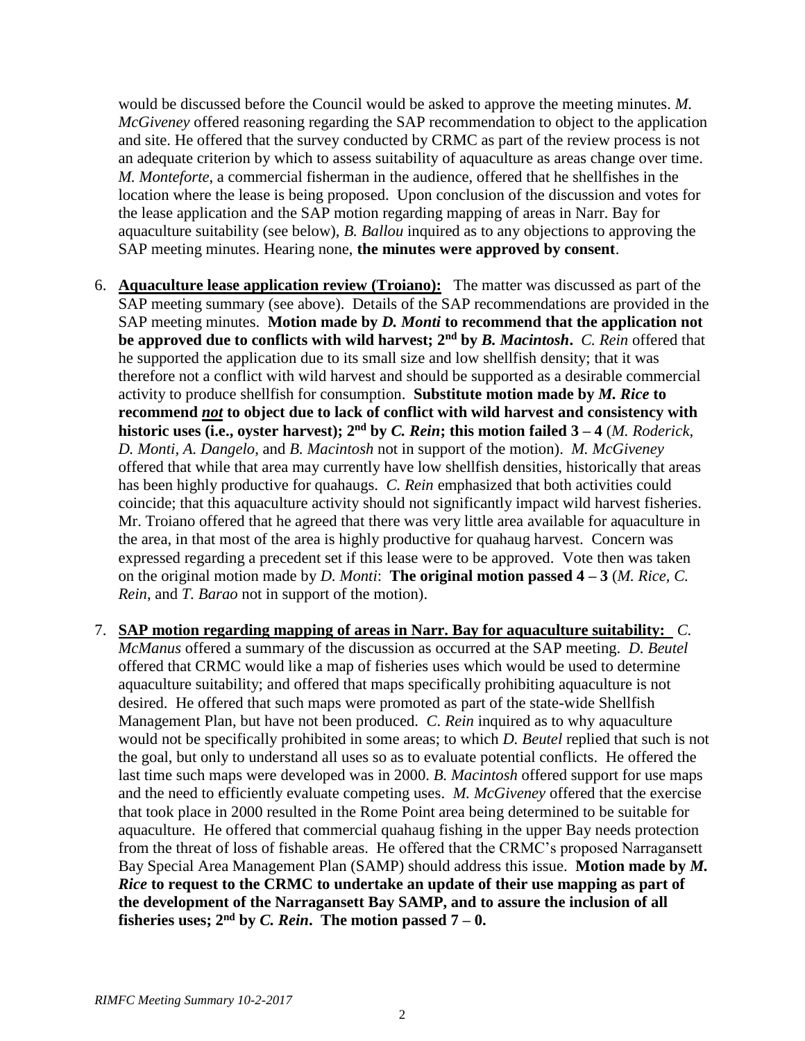would be discussed before the Council would be asked to approve the meeting minutes. *M. McGiveney* offered reasoning regarding the SAP recommendation to object to the application and site. He offered that the survey conducted by CRMC as part of the review process is not an adequate criterion by which to assess suitability of aquaculture as areas change over time. *M. Monteforte*, a commercial fisherman in the audience, offered that he shellfishes in the location where the lease is being proposed. Upon conclusion of the discussion and votes for the lease application and the SAP motion regarding mapping of areas in Narr. Bay for aquaculture suitability (see below), *B. Ballou* inquired as to any objections to approving the SAP meeting minutes. Hearing none, **the minutes were approved by consent**.

6. **Aquaculture lease application review (Troiano):** The matter was discussed as part of the SAP meeting summary (see above). Details of the SAP recommendations are provided in the SAP meeting minutes. **Motion made by *D. Monti* to recommend that the application not be approved due to conflicts with wild harvest; 2nd by *B. Macintosh*.** *C. Rein* offered that he supported the application due to its small size and low shellfish density; that it was therefore not a conflict with wild harvest and should be supported as a desirable commercial activity to produce shellfish for consumption. **Substitute motion made by *M. Rice* to recommend *not* to object due to lack of conflict with wild harvest and consistency with historic uses (i.e., oyster harvest); 2nd by *C. Rein*; this motion failed 3 – 4** (*M. Roderick*, *D. Monti*, *A. Dangelo*, and *B. Macintosh* not in support of the motion). *M. McGiveney* offered that while that area may currently have low shellfish densities, historically that areas has been highly productive for quahaugs. *C. Rein* emphasized that both activities could coincide; that this aquaculture activity should not significantly impact wild harvest fisheries. Mr. Troiano offered that he agreed that there was very little area available for aquaculture in the area, in that most of the area is highly productive for quahaug harvest. Concern was expressed regarding a precedent set if this lease were to be approved. Vote then was taken on the original motion made by *D. Monti*: **The original motion passed 4 – 3** (*M. Rice, C. Rein*, and *T. Barao* not in support of the motion).

7. **SAP motion regarding mapping of areas in Narr. Bay for aquaculture suitability:** *C. McManus* offered a summary of the discussion as occurred at the SAP meeting. *D. Beutel* offered that CRMC would like a map of fisheries uses which would be used to determine aquaculture suitability; and offered that maps specifically prohibiting aquaculture is not desired. He offered that such maps were promoted as part of the state-wide Shellfish Management Plan, but have not been produced. *C. Rein* inquired as to why aquaculture would not be specifically prohibited in some areas; to which *D. Beutel* replied that such is not the goal, but only to understand all uses so as to evaluate potential conflicts. He offered the last time such maps were developed was in 2000. *B. Macintosh* offered support for use maps and the need to efficiently evaluate competing uses. *M. McGiveney* offered that the exercise that took place in 2000 resulted in the Rome Point area being determined to be suitable for aquaculture. He offered that commercial quahaug fishing in the upper Bay needs protection from the threat of loss of fishable areas. He offered that the CRMC's proposed Narragansett Bay Special Area Management Plan (SAMP) should address this issue. **Motion made by *M. Rice* to request to the CRMC to undertake an update of their use mapping as part of the development of the Narragansett Bay SAMP, and to assure the inclusion of all fisheries uses; 2nd by *C. Rein*. The motion passed 7 – 0.**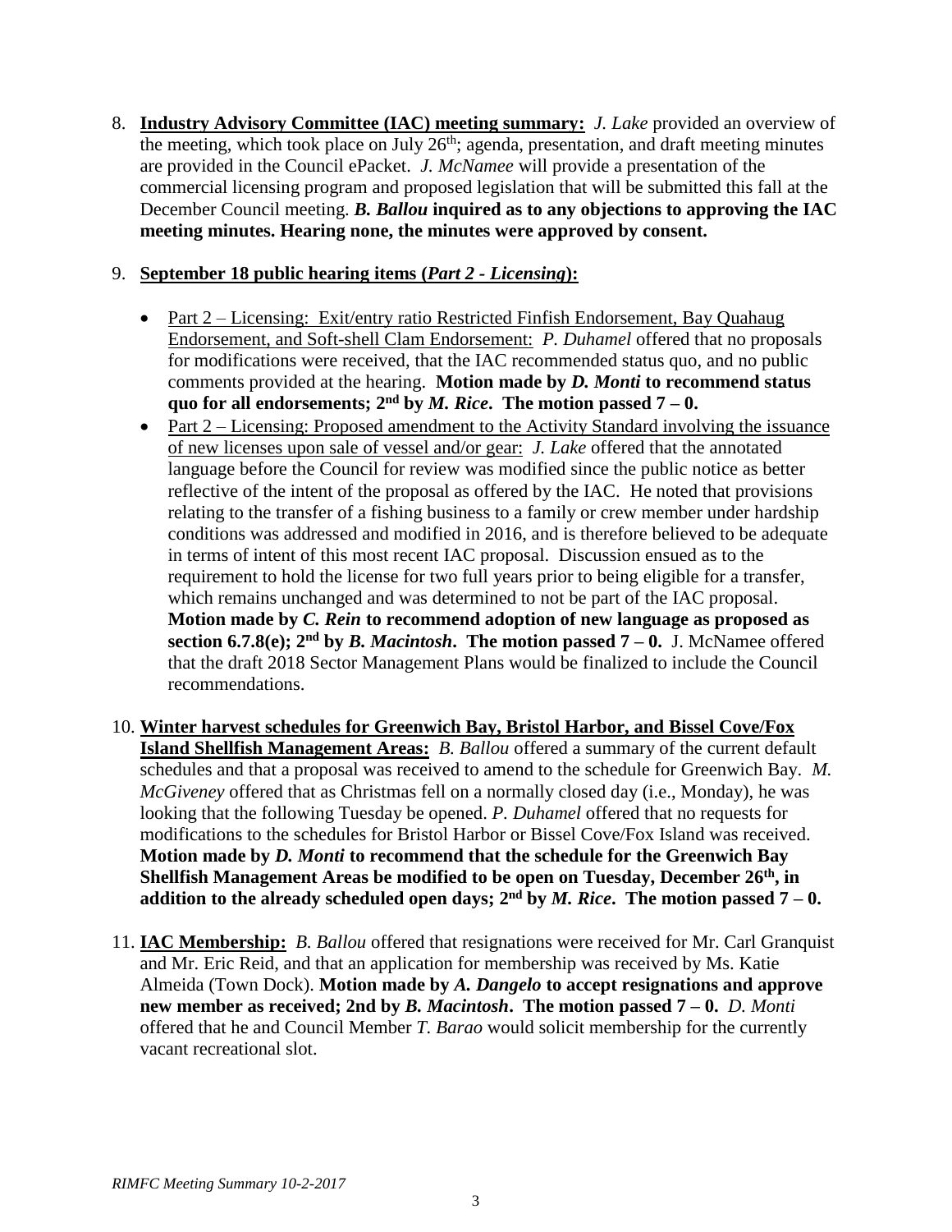8. **Industry Advisory Committee (IAC) meeting summary:** *J. Lake* provided an overview of the meeting, which took place on July 26th; agenda, presentation, and draft meeting minutes are provided in the Council ePacket. *J. McNamee* will provide a presentation of the commercial licensing program and proposed legislation that will be submitted this fall at the December Council meeting. ***B. Ballou*** **inquired as to any objections to approving the IAC meeting minutes. Hearing none, the minutes were approved by consent.**

9. **September 18 public hearing items (*Part 2 - Licensing*):**

   - Part 2 – Licensing: Exit/entry ratio Restricted Finfish Endorsement, Bay Quahaug Endorsement, and Soft-shell Clam Endorsement: *P. Duhamel* offered that no proposals for modifications were received, that the IAC recommended status quo, and no public comments provided at the hearing. **Motion made by *D. Monti* to recommend status quo for all endorsements; 2nd by *M. Rice*. The motion passed 7 – 0.**
   - Part 2 – Licensing: Proposed amendment to the Activity Standard involving the issuance of new licenses upon sale of vessel and/or gear: *J. Lake* offered that the annotated language before the Council for review was modified since the public notice as better reflective of the intent of the proposal as offered by the IAC. He noted that provisions relating to the transfer of a fishing business to a family or crew member under hardship conditions was addressed and modified in 2016, and is therefore believed to be adequate in terms of intent of this most recent IAC proposal. Discussion ensued as to the requirement to hold the license for two full years prior to being eligible for a transfer, which remains unchanged and was determined to not be part of the IAC proposal. **Motion made by *C. Rein* to recommend adoption of new language as proposed as section 6.7.8(e); 2nd by *B. Macintosh*. The motion passed 7 – 0.** J. McNamee offered that the draft 2018 Sector Management Plans would be finalized to include the Council recommendations.

10. **Winter harvest schedules for Greenwich Bay, Bristol Harbor, and Bissel Cove/Fox Island Shellfish Management Areas:** *B. Ballou* offered a summary of the current default schedules and that a proposal was received to amend to the schedule for Greenwich Bay. *M. McGiveney* offered that as Christmas fell on a normally closed day (i.e., Monday), he was looking that the following Tuesday be opened. *P. Duhamel* offered that no requests for modifications to the schedules for Bristol Harbor or Bissel Cove/Fox Island was received. **Motion made by *D. Monti* to recommend that the schedule for the Greenwich Bay Shellfish Management Areas be modified to be open on Tuesday, December 26th, in addition to the already scheduled open days; 2nd by *M. Rice*. The motion passed 7 – 0.**

11. **IAC Membership:** *B. Ballou* offered that resignations were received for Mr. Carl Granquist and Mr. Eric Reid, and that an application for membership was received by Ms. Katie Almeida (Town Dock). **Motion made by *A. Dangelo* to accept resignations and approve new member as received; 2nd by *B. Macintosh*. The motion passed 7 – 0.** *D. Monti* offered that he and Council Member *T. Barao* would solicit membership for the currently vacant recreational slot.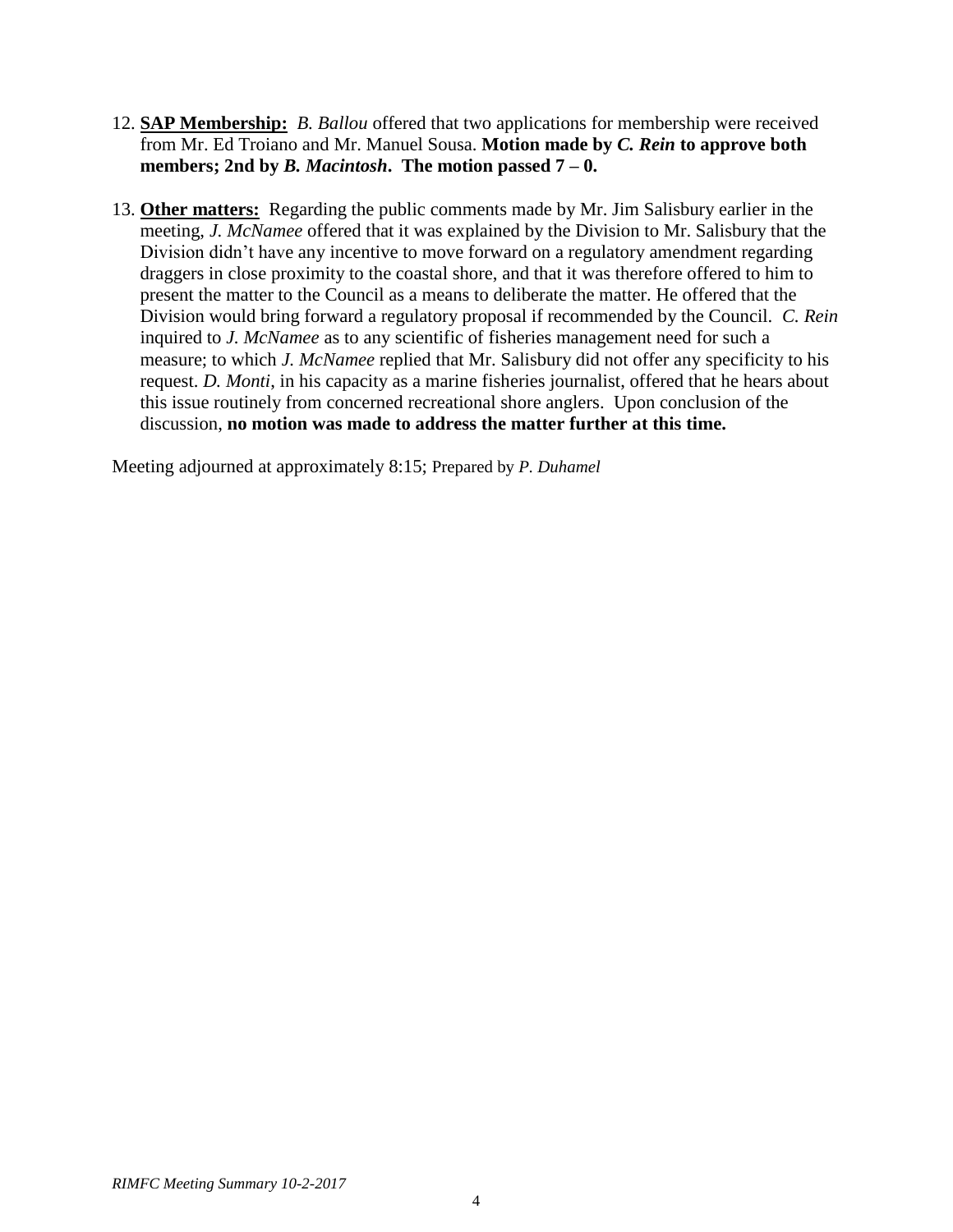12. **<u>SAP Membership:</u>** *B. Ballou* offered that two applications for membership were received from Mr. Ed Troiano and Mr. Manuel Sousa. **Motion made by *C. Rein* to approve both members; 2nd by *B. Macintosh*. The motion passed 7 – 0.**

13. **<u>Other matters:</u>** Regarding the public comments made by Mr. Jim Salisbury earlier in the meeting, *J. McNamee* offered that it was explained by the Division to Mr. Salisbury that the Division didn't have any incentive to move forward on a regulatory amendment regarding draggers in close proximity to the coastal shore, and that it was therefore offered to him to present the matter to the Council as a means to deliberate the matter. He offered that the Division would bring forward a regulatory proposal if recommended by the Council. *C. Rein* inquired to *J. McNamee* as to any scientific of fisheries management need for such a measure; to which *J. McNamee* replied that Mr. Salisbury did not offer any specificity to his request. *D. Monti*, in his capacity as a marine fisheries journalist, offered that he hears about this issue routinely from concerned recreational shore anglers. Upon conclusion of the discussion, **no motion was made to address the matter further at this time.**

Meeting adjourned at approximately 8:15; Prepared by *P. Duhamel*